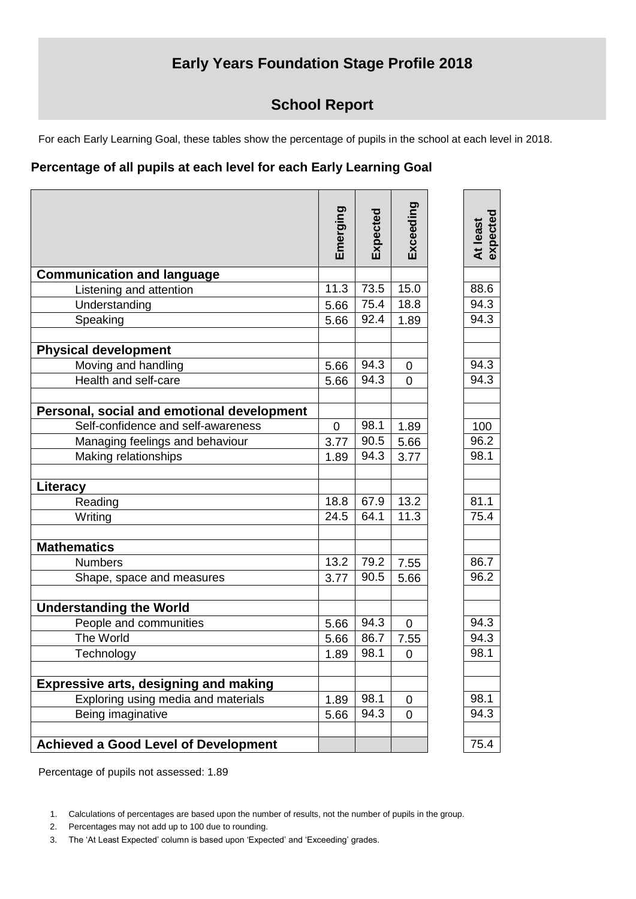# Early Years Foundation Stage Profile 2018

## School Report

For each Early Learning Goal, these tables show the percentage of pupils in the school at each level in 2018.

### Percentage of all pupils at each level for each Early Learning Goal

| | Emerging | Expected | Exceeding | At least expected |
|---|---|---|---|---|
| **Communication and language** | | | | |
| Listening and attention | 11.3 | 73.5 | 15.0 | 88.6 |
| Understanding | 5.66 | 75.4 | 18.8 | 94.3 |
| Speaking | 5.66 | 92.4 | 1.89 | 94.3 |
| | | | | |
| **Physical development** | | | | |
| Moving and handling | 5.66 | 94.3 | 0 | 94.3 |
| Health and self-care | 5.66 | 94.3 | 0 | 94.3 |
| | | | | |
| **Personal, social and emotional development** | | | | |
| Self-confidence and self-awareness | 0 | 98.1 | 1.89 | 100 |
| Managing feelings and behaviour | 3.77 | 90.5 | 5.66 | 96.2 |
| Making relationships | 1.89 | 94.3 | 3.77 | 98.1 |
| | | | | |
| **Literacy** | | | | |
| Reading | 18.8 | 67.9 | 13.2 | 81.1 |
| Writing | 24.5 | 64.1 | 11.3 | 75.4 |
| | | | | |
| **Mathematics** | | | | |
| Numbers | 13.2 | 79.2 | 7.55 | 86.7 |
| Shape, space and measures | 3.77 | 90.5 | 5.66 | 96.2 |
| | | | | |
| **Understanding the World** | | | | |
| People and communities | 5.66 | 94.3 | 0 | 94.3 |
| The World | 5.66 | 86.7 | 7.55 | 94.3 |
| Technology | 1.89 | 98.1 | 0 | 98.1 |
| | | | | |
| **Expressive arts, designing and making** | | | | |
| Exploring using media and materials | 1.89 | 98.1 | 0 | 98.1 |
| Being imaginative | 5.66 | 94.3 | 0 | 94.3 |
| | | | | |
| **Achieved a Good Level of Development** | | | | 75.4 |

Percentage of pupils not assessed: 1.89

1. Calculations of percentages are based upon the number of results, not the number of pupils in the group.
2. Percentages may not add up to 100 due to rounding.
3. The 'At Least Expected' column is based upon 'Expected' and 'Exceeding' grades.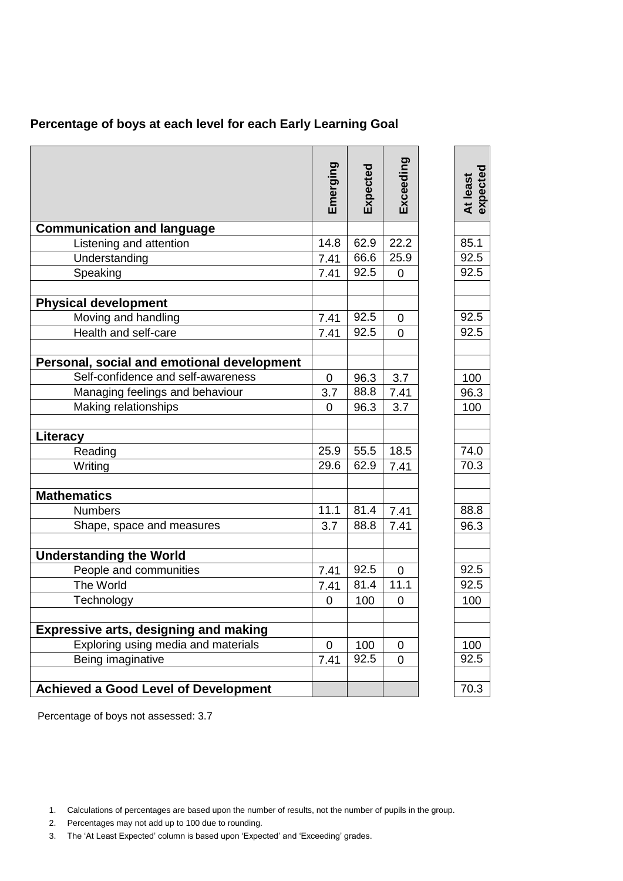**Percentage of boys at each level for each Early Learning Goal**

| | Emerging | Expected | Exceeding | At least expected |
|---|---|---|---|---|
| **Communication and language** | | | | |
| Listening and attention | 14.8 | 62.9 | 22.2 | 85.1 |
| Understanding | 7.41 | 66.6 | 25.9 | 92.5 |
| Speaking | 7.41 | 92.5 | 0 | 92.5 |
| | | | | |
| **Physical development** | | | | |
| Moving and handling | 7.41 | 92.5 | 0 | 92.5 |
| Health and self-care | 7.41 | 92.5 | 0 | 92.5 |
| | | | | |
| **Personal, social and emotional development** | | | | |
| Self-confidence and self-awareness | 0 | 96.3 | 3.7 | 100 |
| Managing feelings and behaviour | 3.7 | 88.8 | 7.41 | 96.3 |
| Making relationships | 0 | 96.3 | 3.7 | 100 |
| | | | | |
| **Literacy** | | | | |
| Reading | 25.9 | 55.5 | 18.5 | 74.0 |
| Writing | 29.6 | 62.9 | 7.41 | 70.3 |
| | | | | |
| **Mathematics** | | | | |
| Numbers | 11.1 | 81.4 | 7.41 | 88.8 |
| Shape, space and measures | 3.7 | 88.8 | 7.41 | 96.3 |
| | | | | |
| **Understanding the World** | | | | |
| People and communities | 7.41 | 92.5 | 0 | 92.5 |
| The World | 7.41 | 81.4 | 11.1 | 92.5 |
| Technology | 0 | 100 | 0 | 100 |
| | | | | |
| **Expressive arts, designing and making** | | | | |
| Exploring using media and materials | 0 | 100 | 0 | 100 |
| Being imaginative | 7.41 | 92.5 | 0 | 92.5 |
| | | | | |
| **Achieved a Good Level of Development** | | | | 70.3 |

Percentage of boys not assessed: 3.7

1. Calculations of percentages are based upon the number of results, not the number of pupils in the group.
2. Percentages may not add up to 100 due to rounding.
3. The 'At Least Expected' column is based upon 'Expected' and 'Exceeding' grades.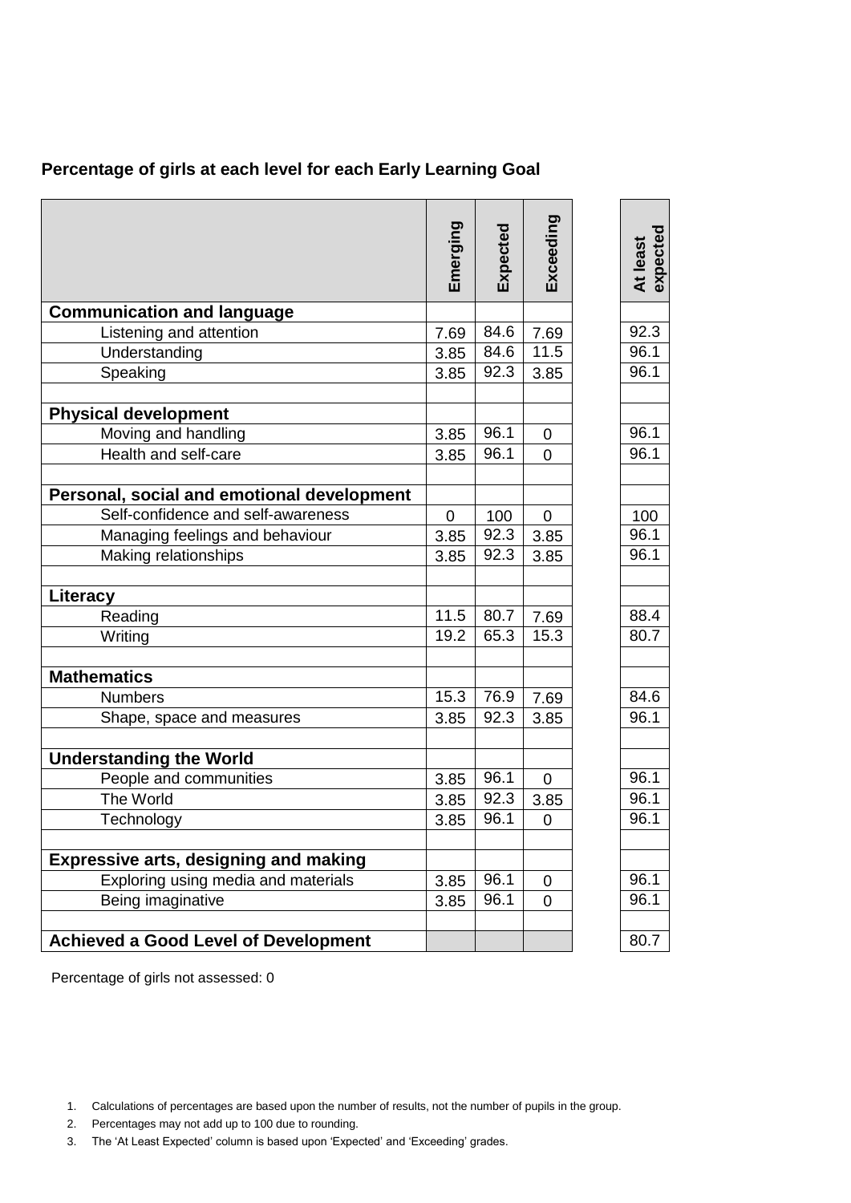## Percentage of girls at each level for each Early Learning Goal

| | Emerging | Expected | Exceeding | At least expected |
|---|---|---|---|---|
| **Communication and language** | | | | |
| Listening and attention | 7.69 | 84.6 | 7.69 | 92.3 |
| Understanding | 3.85 | 84.6 | 11.5 | 96.1 |
| Speaking | 3.85 | 92.3 | 3.85 | 96.1 |
| | | | | |
| **Physical development** | | | | |
| Moving and handling | 3.85 | 96.1 | 0 | 96.1 |
| Health and self-care | 3.85 | 96.1 | 0 | 96.1 |
| | | | | |
| **Personal, social and emotional development** | | | | |
| Self-confidence and self-awareness | 0 | 100 | 0 | 100 |
| Managing feelings and behaviour | 3.85 | 92.3 | 3.85 | 96.1 |
| Making relationships | 3.85 | 92.3 | 3.85 | 96.1 |
| | | | | |
| **Literacy** | | | | |
| Reading | 11.5 | 80.7 | 7.69 | 88.4 |
| Writing | 19.2 | 65.3 | 15.3 | 80.7 |
| | | | | |
| **Mathematics** | | | | |
| Numbers | 15.3 | 76.9 | 7.69 | 84.6 |
| Shape, space and measures | 3.85 | 92.3 | 3.85 | 96.1 |
| | | | | |
| **Understanding the World** | | | | |
| People and communities | 3.85 | 96.1 | 0 | 96.1 |
| The World | 3.85 | 92.3 | 3.85 | 96.1 |
| Technology | 3.85 | 96.1 | 0 | 96.1 |
| | | | | |
| **Expressive arts, designing and making** | | | | |
| Exploring using media and materials | 3.85 | 96.1 | 0 | 96.1 |
| Being imaginative | 3.85 | 96.1 | 0 | 96.1 |
| | | | | |
| **Achieved a Good Level of Development** | | | | 80.7 |

Percentage of girls not assessed: 0

1. Calculations of percentages are based upon the number of results, not the number of pupils in the group.
2. Percentages may not add up to 100 due to rounding.
3. The 'At Least Expected' column is based upon 'Expected' and 'Exceeding' grades.